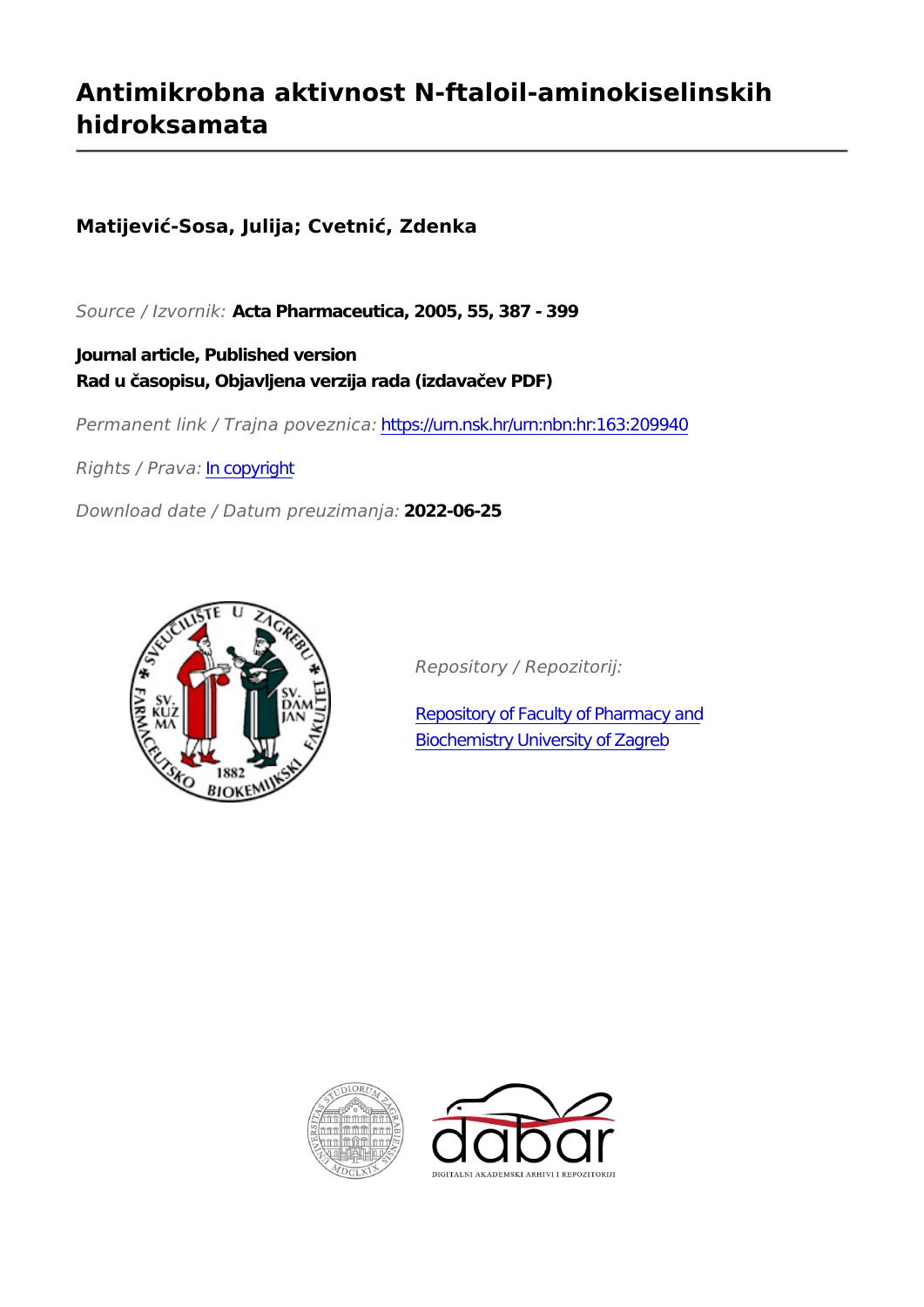# Antimikrobna aktivnost N-ftaloil-aminokiselinskih hidroksamata

**Matijević-Sosa, Julija; Cvetnić, Zdenka**

*Source / Izvornik:* **Acta Pharmaceutica, 2005, 55, 387 - 399**

**Journal article, Published version**
**Rad u časopisu, Objavljena verzija rada (izdavačev PDF)**

*Permanent link / Trajna poveznica:* https://urn.nsk.hr/urn:nbn:hr:163:209940

*Rights / Prava:* In copyright

*Download date / Datum preuzimanja:* **2022-06-25**

*Repository / Repozitorij:*

Repository of Faculty of Pharmacy and Biochemistry University of Zagreb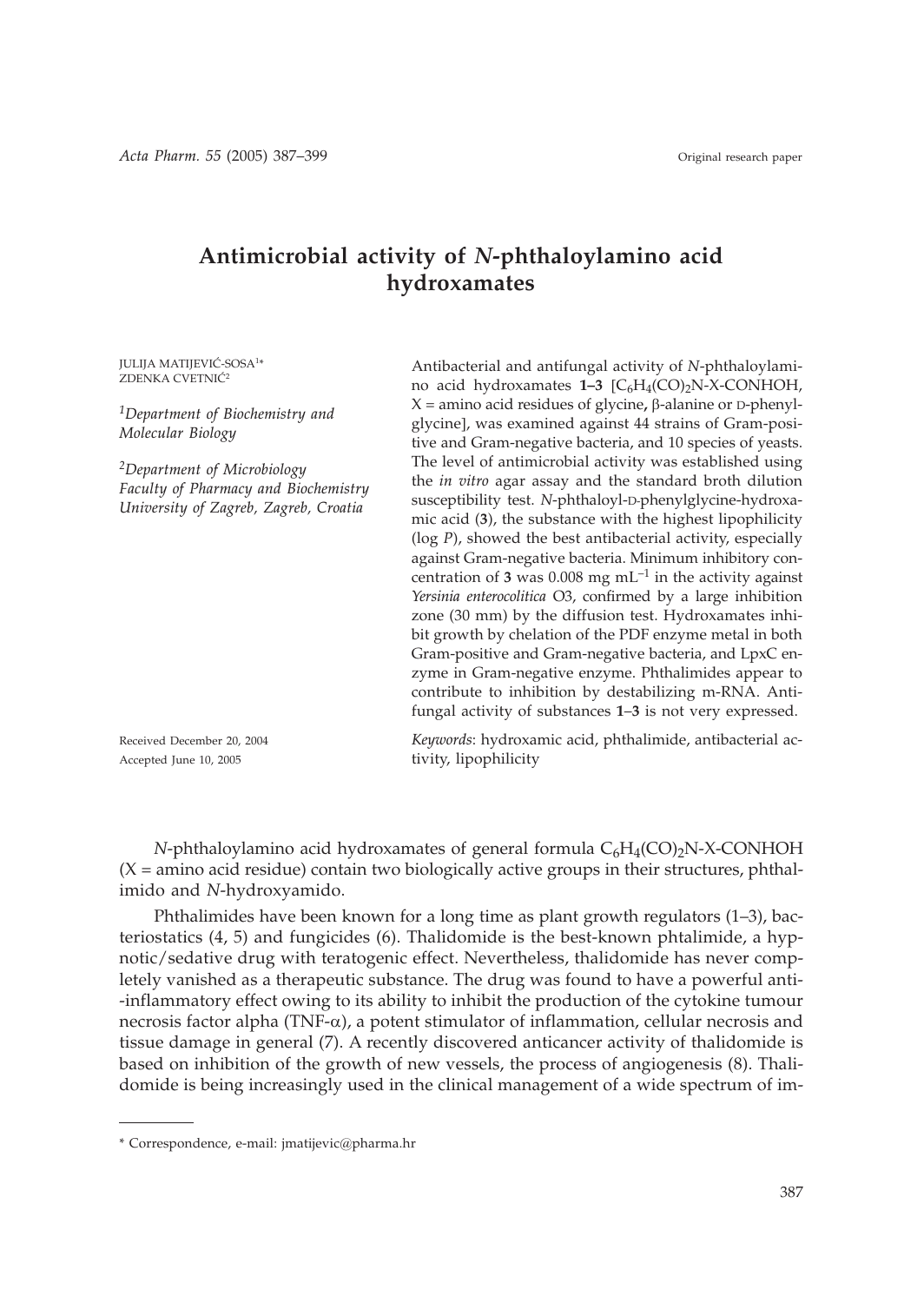# Antimicrobial activity of *N*-phthaloylamino acid hydroxamates

JULIJA MATIJEVIĆ-SOSA[1]*
ZDENKA CVETNIĆ[2]

[1]*Department of Biochemistry and Molecular Biology*

[2]*Department of Microbiology Faculty of Pharmacy and Biochemistry University of Zagreb, Zagreb, Croatia*

Received December 20, 2004
Accepted June 10, 2005

Antibacterial and antifungal activity of *N*-phthaloylamino acid hydroxamates **1–3** [$C_6H_4(CO)_2N$-X-CONHOH, X = amino acid residues of glycine**,** β-alanine or D-phenylglycine], was examined against 44 strains of Gram-positive and Gram-negative bacteria, and 10 species of yeasts. The level of antimicrobial activity was established using the *in vitro* agar assay and the standard broth dilution susceptibility test. *N*-phthaloyl-D-phenylglycine-hydroxamic acid (**3**), the substance with the highest lipophilicity (log *P*), showed the best antibacterial activity, especially against Gram-negative bacteria. Minimum inhibitory concentration of **3** was 0.008 mg $mL^{-1}$ in the activity against *Yersinia enterocolitica* O3, confirmed by a large inhibition zone (30 mm) by the diffusion test. Hydroxamates inhibit growth by chelation of the PDF enzyme metal in both Gram-positive and Gram-negative bacteria, and LpxC enzyme in Gram-negative enzyme. Phthalimides appear to contribute to inhibition by destabilizing m-RNA. Antifungal activity of substances **1**–**3** is not very expressed.

*Keywords*: hydroxamic acid, phthalimide, antibacterial activity, lipophilicity

*N*-phthaloylamino acid hydroxamates of general formula $C_6H_4(CO)_2N$-X-CONHOH (X = amino acid residue) contain two biologically active groups in their structures, phthalimido and *N*-hydroxyamido.

Phthalimides have been known for a long time as plant growth regulators (1–3), bacteriostatics (4, 5) and fungicides (6). Thalidomide is the best-known phtalimide, a hypnotic/sedative drug with teratogenic effect. Nevertheless, thalidomide has never completely vanished as a therapeutic substance. The drug was found to have a powerful anti-inflammatory effect owing to its ability to inhibit the production of the cytokine tumour necrosis factor alpha (TNF-α), a potent stimulator of inflammation, cellular necrosis and tissue damage in general (7). A recently discovered anticancer activity of thalidomide is based on inhibition of the growth of new vessels, the process of angiogenesis (8). Thalidomide is being increasingly used in the clinical management of a wide spectrum of im-

\* Correspondence, e-mail: jmatijevic@pharma.hr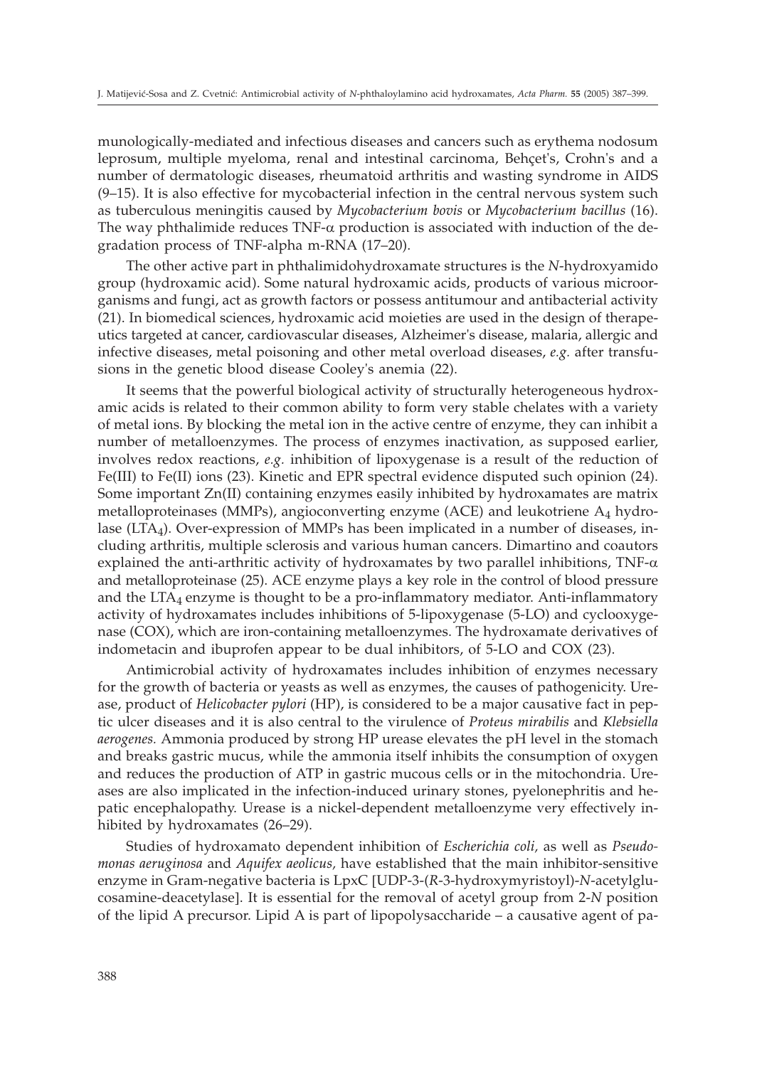munologically-mediated and infectious diseases and cancers such as erythema nodosum leprosum, multiple myeloma, renal and intestinal carcinoma, Behçet's, Crohn's and a number of dermatologic diseases, rheumatoid arthritis and wasting syndrome in AIDS (9–15). It is also effective for mycobacterial infection in the central nervous system such as tuberculous meningitis caused by *Mycobacterium bovis* or *Mycobacterium bacillus* (16). The way phthalimide reduces TNF-$\alpha$ production is associated with induction of the degradation process of TNF-alpha m-RNA (17–20).

The other active part in phthalimidohydroxamate structures is the *N*-hydroxyamido group (hydroxamic acid). Some natural hydroxamic acids, products of various microorganisms and fungi, act as growth factors or possess antitumour and antibacterial activity (21). In biomedical sciences, hydroxamic acid moieties are used in the design of therapeutics targeted at cancer, cardiovascular diseases, Alzheimer's disease, malaria, allergic and infective diseases, metal poisoning and other metal overload diseases, *e.g.* after transfusions in the genetic blood disease Cooley's anemia (22).

It seems that the powerful biological activity of structurally heterogeneous hydroxamic acids is related to their common ability to form very stable chelates with a variety of metal ions. By blocking the metal ion in the active centre of enzyme, they can inhibit a number of metalloenzymes. The process of enzymes inactivation, as supposed earlier, involves redox reactions, *e.g.* inhibition of lipoxygenase is a result of the reduction of Fe(III) to Fe(II) ions (23). Kinetic and EPR spectral evidence disputed such opinion (24). Some important Zn(II) containing enzymes easily inhibited by hydroxamates are matrix metalloproteinases (MMPs), angioconverting enzyme (ACE) and leukotriene $A_4$ hydrolase ($LTA_4$). Over-expression of MMPs has been implicated in a number of diseases, including arthritis, multiple sclerosis and various human cancers. Dimartino and coautors explained the anti-arthritic activity of hydroxamates by two parallel inhibitions, TNF-$\alpha$ and metalloproteinase (25). ACE enzyme plays a key role in the control of blood pressure and the $LTA_4$ enzyme is thought to be a pro-inflammatory mediator. Anti-inflammatory activity of hydroxamates includes inhibitions of 5-lipoxygenase (5-LO) and cyclooxygenase (COX), which are iron-containing metalloenzymes. The hydroxamate derivatives of indometacin and ibuprofen appear to be dual inhibitors, of 5-LO and COX (23).

Antimicrobial activity of hydroxamates includes inhibition of enzymes necessary for the growth of bacteria or yeasts as well as enzymes, the causes of pathogenicity. Urease, product of *Helicobacter pylori* (HP), is considered to be a major causative fact in peptic ulcer diseases and it is also central to the virulence of *Proteus mirabilis* and *Klebsiella aerogenes.* Ammonia produced by strong HP urease elevates the pH level in the stomach and breaks gastric mucus, while the ammonia itself inhibits the consumption of oxygen and reduces the production of ATP in gastric mucous cells or in the mitochondria. Ureases are also implicated in the infection-induced urinary stones, pyelonephritis and hepatic encephalopathy. Urease is a nickel-dependent metalloenzyme very effectively inhibited by hydroxamates (26–29).

Studies of hydroxamato dependent inhibition of *Escherichia coli*, as well as *Pseudomonas aeruginosa* and *Aquifex aeolicus*, have established that the main inhibitor-sensitive enzyme in Gram-negative bacteria is LpxC [UDP-3-(*R*-3-hydroxymyristoyl)-*N*-acetylglucosamine-deacetylase]. It is essential for the removal of acetyl group from 2-*N* position of the lipid A precursor. Lipid A is part of lipopolysaccharide – a causative agent of pa-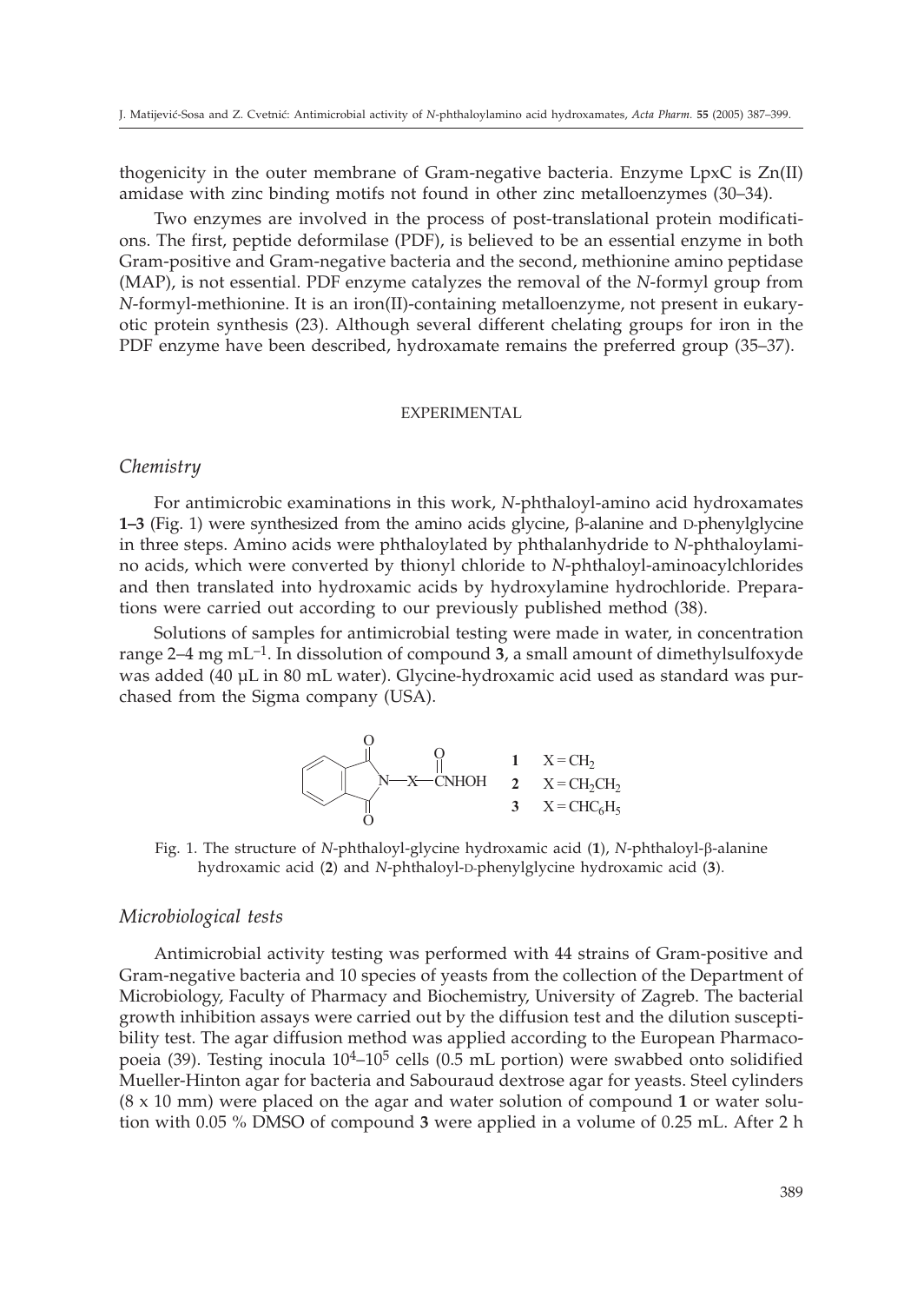thogenicity in the outer membrane of Gram-negative bacteria. Enzyme LpxC is Zn(II) amidase with zinc binding motifs not found in other zinc metalloenzymes (30–34).

Two enzymes are involved in the process of post-translational protein modifications. The first, peptide deformilase (PDF), is believed to be an essential enzyme in both Gram-positive and Gram-negative bacteria and the second, methionine amino peptidase (MAP), is not essential. PDF enzyme catalyzes the removal of the *N*-formyl group from *N*-formyl-methionine. It is an iron(II)-containing metalloenzyme, not present in eukaryotic protein synthesis (23). Although several different chelating groups for iron in the PDF enzyme have been described, hydroxamate remains the preferred group (35–37).

## EXPERIMENTAL

### *Chemistry*

For antimicrobic examinations in this work, *N*-phthaloyl-amino acid hydroxamates **1–3** (Fig. 1) were synthesized from the amino acids glycine, β-alanine and D-phenylglycine in three steps. Amino acids were phthaloylated by phthalanhydride to *N*-phthaloylamino acids, which were converted by thionyl chloride to *N*-phthaloyl-aminoacylchlorides and then translated into hydroxamic acids by hydroxylamine hydrochloride. Preparations were carried out according to our previously published method (38).

Solutions of samples for antimicrobial testing were made in water, in concentration range 2–4 mg $mL^{-1}$. In dissolution of compound **3**, a small amount of dimethylsulfoxyde was added (40 µL in 80 mL water). Glycine-hydroxamic acid used as standard was purchased from the Sigma company (USA).

**1** $X = CH_2$
**2** $X = CH_2CH_2$
**3** $X = CHC_6H_5$

Fig. 1. The structure of *N*-phthaloyl-glycine hydroxamic acid (**1**), *N*-phthaloyl-β-alanine hydroxamic acid (**2**) and *N*-phthaloyl-D-phenylglycine hydroxamic acid (**3**).

### *Microbiological tests*

Antimicrobial activity testing was performed with 44 strains of Gram-positive and Gram-negative bacteria and 10 species of yeasts from the collection of the Department of Microbiology, Faculty of Pharmacy and Biochemistry, University of Zagreb. The bacterial growth inhibition assays were carried out by the diffusion test and the dilution susceptibility test. The agar diffusion method was applied according to the European Pharmacopoeia (39). Testing inocula $10^4$–$10^5$ cells (0.5 mL portion) were swabbed onto solidified Mueller-Hinton agar for bacteria and Sabouraud dextrose agar for yeasts. Steel cylinders (8 x 10 mm) were placed on the agar and water solution of compound **1** or water solution with 0.05 % DMSO of compound **3** were applied in a volume of 0.25 mL. After 2 h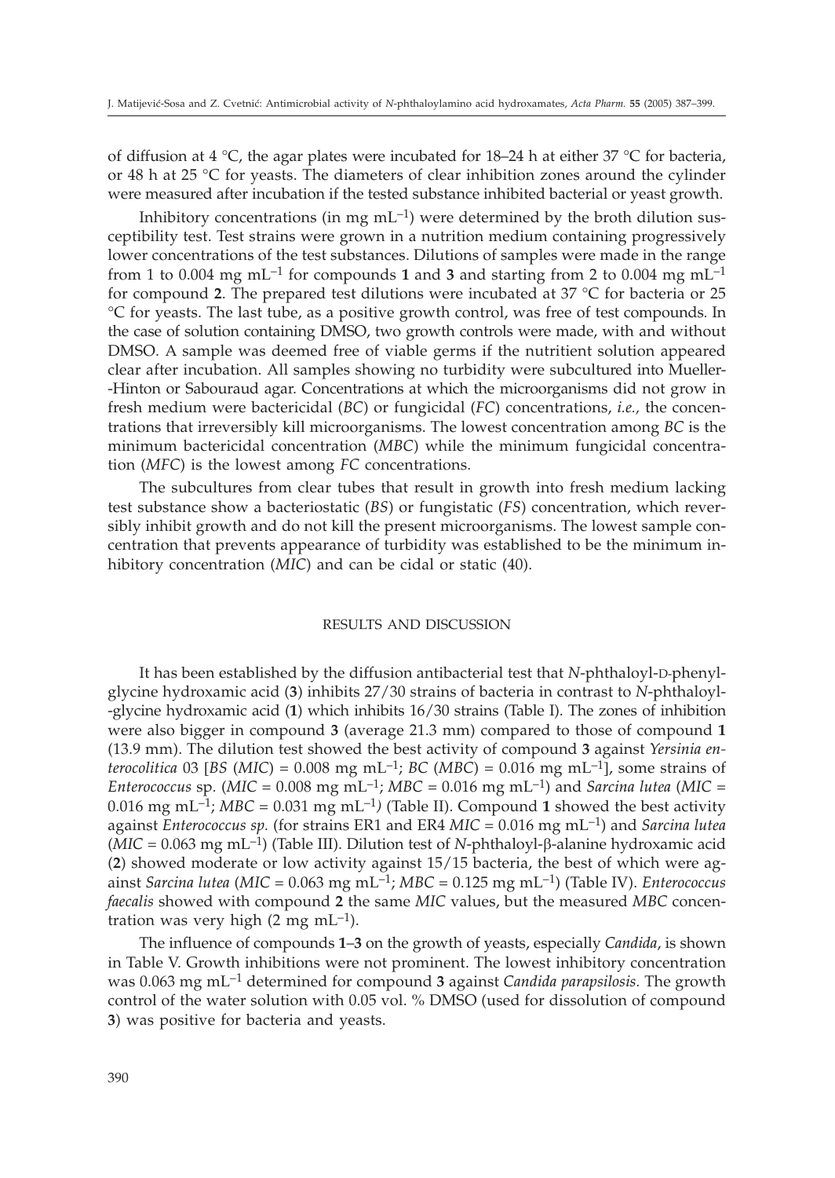of diffusion at 4 °C, the agar plates were incubated for 18–24 h at either 37 °C for bacteria, or 48 h at 25 °C for yeasts. The diameters of clear inhibition zones around the cylinder were measured after incubation if the tested substance inhibited bacterial or yeast growth.

Inhibitory concentrations (in mg $mL^{-1}$) were determined by the broth dilution susceptibility test. Test strains were grown in a nutrition medium containing progressively lower concentrations of the test substances. Dilutions of samples were made in the range from 1 to 0.004 mg $mL^{-1}$ for compounds **1** and **3** and starting from 2 to 0.004 mg $mL^{-1}$ for compound **2**. The prepared test dilutions were incubated at 37 °C for bacteria or 25 °C for yeasts. The last tube, as a positive growth control, was free of test compounds. In the case of solution containing DMSO, two growth controls were made, with and without DMSO. A sample was deemed free of viable germs if the nutritient solution appeared clear after incubation. All samples showing no turbidity were subcultured into Mueller-Hinton or Sabouraud agar. Concentrations at which the microorganisms did not grow in fresh medium were bactericidal (*BC*) or fungicidal (*FC*) concentrations, *i.e.*, the concentrations that irreversibly kill microorganisms. The lowest concentration among *BC* is the minimum bactericidal concentration (*MBC*) while the minimum fungicidal concentration (*MFC*) is the lowest among *FC* concentrations.

The subcultures from clear tubes that result in growth into fresh medium lacking test substance show a bacteriostatic (*BS*) or fungistatic (*FS*) concentration, which reversibly inhibit growth and do not kill the present microorganisms. The lowest sample concentration that prevents appearance of turbidity was established to be the minimum inhibitory concentration (*MIC*) and can be cidal or static (40).

## RESULTS AND DISCUSSION

It has been established by the diffusion antibacterial test that *N*-phthaloyl-D-phenylglycine hydroxamic acid (**3**) inhibits 27/30 strains of bacteria in contrast to *N*-phthaloyl-glycine hydroxamic acid (**1**) which inhibits 16/30 strains (Table I). The zones of inhibition were also bigger in compound **3** (average 21.3 mm) compared to those of compound **1** (13.9 mm). The dilution test showed the best activity of compound **3** against *Yersinia enterocolitica* 03 [*BS* (*MIC*) = 0.008 mg $mL^{-1}$; *BC* (*MBC*) = 0.016 mg $mL^{-1}$], some strains of *Enterococcus* sp. (*MIC* = 0.008 mg $mL^{-1}$; *MBC* = 0.016 mg $mL^{-1}$) and *Sarcina lutea* (*MIC* = 0.016 mg $mL^{-1}$; *MBC* = 0.031 mg $mL^{-1}$) (Table II). Compound **1** showed the best activity against *Enterococcus sp.* (for strains ER1 and ER4 *MIC* = 0.016 mg $mL^{-1}$) and *Sarcina lutea* (*MIC* = 0.063 mg $mL^{-1}$) (Table III). Dilution test of *N*-phthaloyl-β-alanine hydroxamic acid (**2**) showed moderate or low activity against 15/15 bacteria, the best of which were against *Sarcina lutea* (*MIC* = 0.063 mg $mL^{-1}$; *MBC* = 0.125 mg $mL^{-1}$) (Table IV). *Enterococcus faecalis* showed with compound **2** the same *MIC* values, but the measured *MBC* concentration was very high (2 mg $mL^{-1}$).

The influence of compounds **1**–**3** on the growth of yeasts, especially *Candida*, is shown in Table V. Growth inhibitions were not prominent. The lowest inhibitory concentration was 0.063 mg $mL^{-1}$ determined for compound **3** against *Candida parapsilosis.* The growth control of the water solution with 0.05 vol. % DMSO (used for dissolution of compound **3**) was positive for bacteria and yeasts.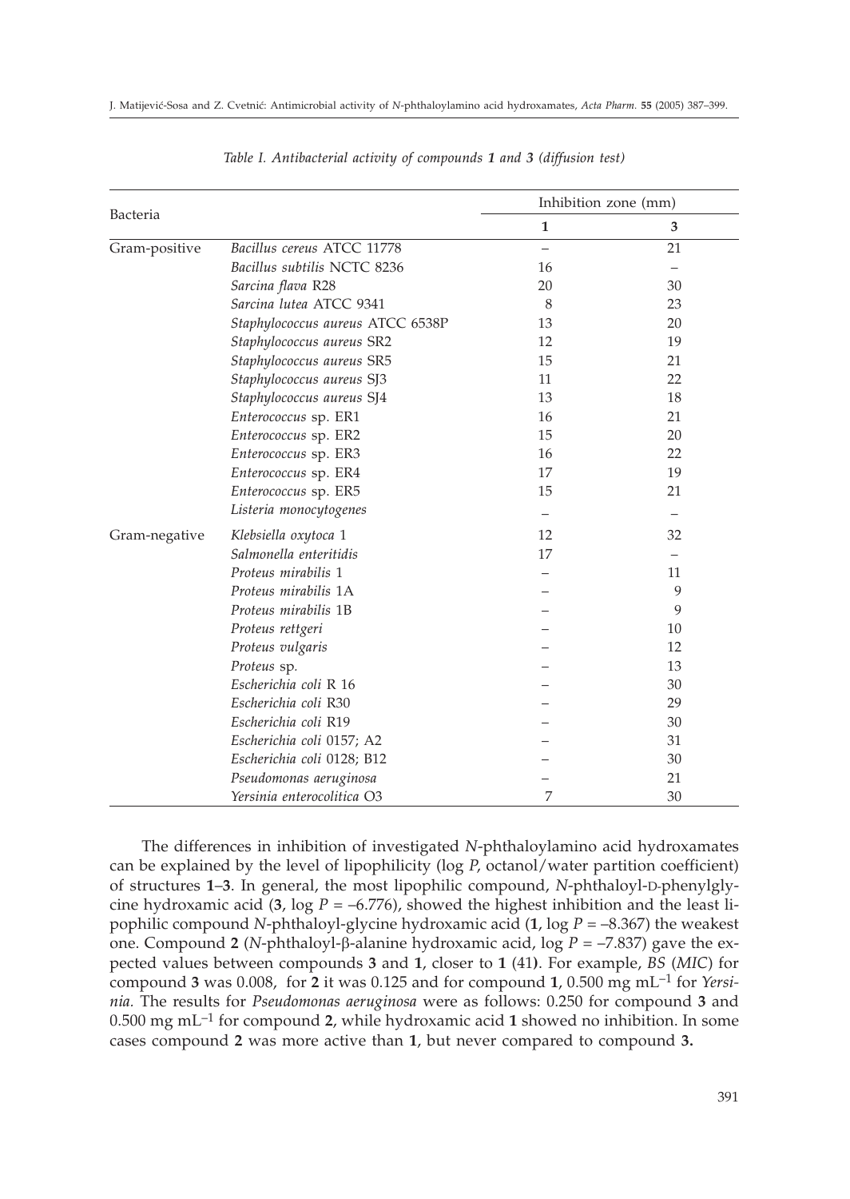*Table I. Antibacterial activity of compounds **1** and **3** (diffusion test)*

| Bacteria | | Inhibition zone (mm) | |
|---|---|---|---|
| | | **1** | **3** |
| Gram-positive | *Bacillus cereus* ATCC 11778 | – | 21 |
| | *Bacillus subtilis* NCTC 8236 | 16 | – |
| | *Sarcina flava* R28 | 20 | 30 |
| | *Sarcina lutea* ATCC 9341 | 8 | 23 |
| | *Staphylococcus aureus* ATCC 6538P | 13 | 20 |
| | *Staphylococcus aureus* SR2 | 12 | 19 |
| | *Staphylococcus aureus* SR5 | 15 | 21 |
| | *Staphylococcus aureus* SJ3 | 11 | 22 |
| | *Staphylococcus aureus* SJ4 | 13 | 18 |
| | *Enterococcus* sp. ER1 | 16 | 21 |
| | *Enterococcus* sp. ER2 | 15 | 20 |
| | *Enterococcus* sp. ER3 | 16 | 22 |
| | *Enterococcus* sp. ER4 | 17 | 19 |
| | *Enterococcus* sp. ER5 | 15 | 21 |
| | *Listeria monocytogenes* | – | – |
| Gram-negative | *Klebsiella oxytoca* 1 | 12 | 32 |
| | *Salmonella enteritidis* | 17 | – |
| | *Proteus mirabilis* 1 | – | 11 |
| | *Proteus mirabilis* 1A | – | 9 |
| | *Proteus mirabilis* 1B | – | 9 |
| | *Proteus rettgeri* | – | 10 |
| | *Proteus vulgaris* | – | 12 |
| | *Proteus* sp. | – | 13 |
| | *Escherichia coli* R 16 | – | 30 |
| | *Escherichia coli* R30 | – | 29 |
| | *Escherichia coli* R19 | – | 30 |
| | *Escherichia coli* 0157; A2 | – | 31 |
| | *Escherichia coli* 0128; B12 | – | 30 |
| | *Pseudomonas aeruginosa* | – | 21 |
| | *Yersinia enterocolitica* O3 | 7 | 30 |

The differences in inhibition of investigated *N*-phthaloylamino acid hydroxamates can be explained by the level of lipophilicity (log *P*, octanol/water partition coefficient) of structures **1**–**3**. In general, the most lipophilic compound, *N*-phthaloyl-D-phenylglycine hydroxamic acid (**3**, log $P = -6.776$), showed the highest inhibition and the least lipophilic compound *N*-phthaloyl-glycine hydroxamic acid (**1**, log $P = -8.367$) the weakest one. Compound **2** (*N*-phthaloyl-β-alanine hydroxamic acid, log $P = -7.837$) gave the expected values between compounds **3** and **1**, closer to **1** (41). For example, *BS* (*MIC*) for compound **3** was 0.008, for **2** it was 0.125 and for compound **1**, 0.500 mg mL$^{-1}$ for *Yersinia*. The results for *Pseudomonas aeruginosa* were as follows: 0.250 for compound **3** and 0.500 mg mL$^{-1}$ for compound **2**, while hydroxamic acid **1** showed no inhibition. In some cases compound **2** was more active than **1**, but never compared to compound **3.**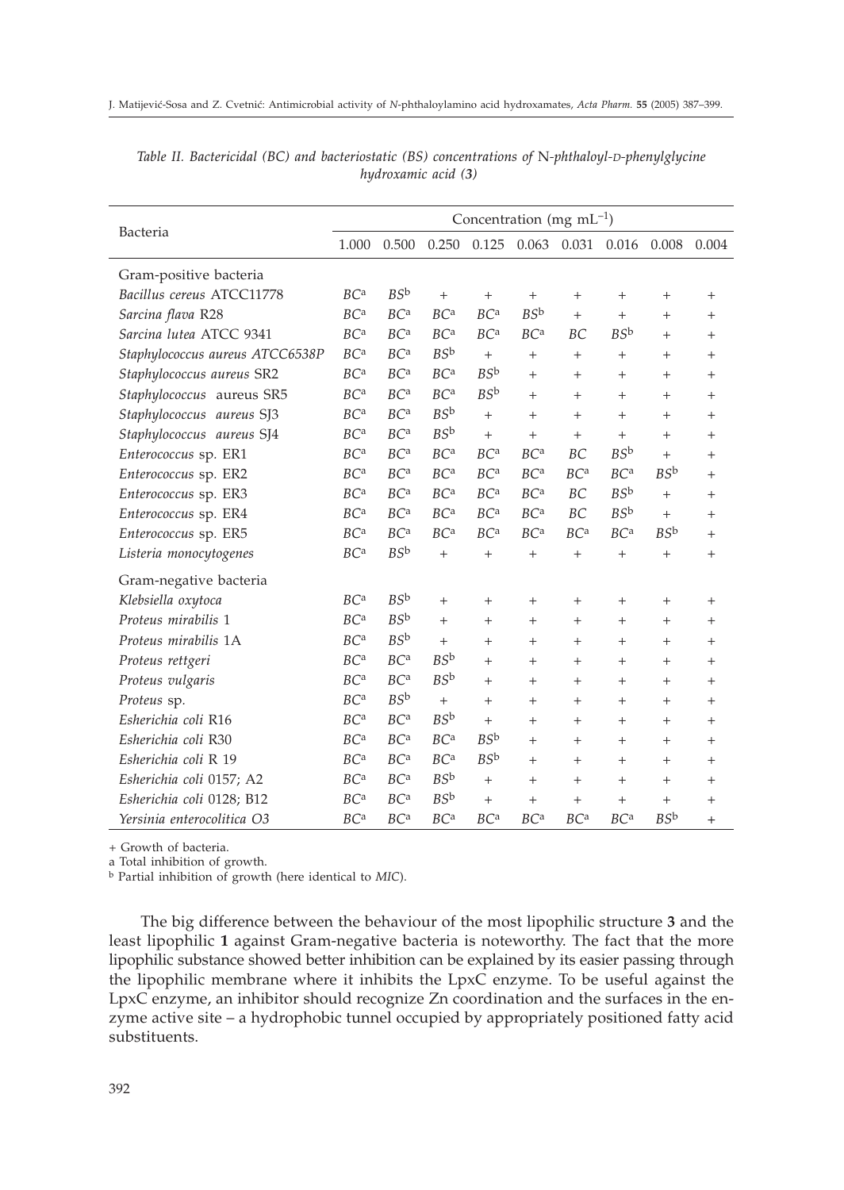*Table II. Bactericidal (BC) and bacteriostatic (BS) concentrations of N-phthaloyl-D-phenylglycine hydroxamic acid (**3**)*

| Bacteria | Concentration (mg mL$^{-1}$) | | | | | | | | |
|---|---|---|---|---|---|---|---|---|---|
| | 1.000 | 0.500 | 0.250 | 0.125 | 0.063 | 0.031 | 0.016 | 0.008 | 0.004 |
| Gram-positive bacteria | | | | | | | | | |
| *Bacillus cereus* ATCC11778 | *BC*[a] | *BS*[b] | + | + | + | + | + | + | + |
| *Sarcina flava* R28 | *BC*[a] | *BC*[a] | *BC*[a] | *BC*[a] | *BS*[b] | + | + | + | + |
| *Sarcina lutea* ATCC 9341 | *BC*[a] | *BC*[a] | *BC*[a] | *BC*[a] | *BC*[a] | *BC* | *BS*[b] | + | + |
| *Staphylococcus aureus* ATCC6538P | *BC*[a] | *BC*[a] | *BS*[b] | + | + | + | + | + | + |
| *Staphylococcus aureus* SR2 | *BC*[a] | *BC*[a] | *BC*[a] | *BS*[b] | + | + | + | + | + |
| *Staphylococcus* aureus SR5 | *BC*[a] | *BC*[a] | *BC*[a] | *BS*[b] | + | + | + | + | + |
| *Staphylococcus aureus* SJ3 | *BC*[a] | *BC*[a] | *BS*[b] | + | + | + | + | + | + |
| *Staphylococcus aureus* SJ4 | *BC*[a] | *BC*[a] | *BS*[b] | + | + | + | + | + | + |
| *Enterococcus* sp. ER1 | *BC*[a] | *BC*[a] | *BC*[a] | *BC*[a] | *BC*[a] | *BC* | *BS*[b] | + | + |
| *Enterococcus* sp. ER2 | *BC*[a] | *BC*[a] | *BC*[a] | *BC*[a] | *BC*[a] | *BC*[a] | *BC*[a] | *BS*[b] | + |
| *Enterococcus* sp. ER3 | *BC*[a] | *BC*[a] | *BC*[a] | *BC*[a] | *BC*[a] | *BC* | *BS*[b] | + | + |
| *Enterococcus* sp. ER4 | *BC*[a] | *BC*[a] | *BC*[a] | *BC*[a] | *BC*[a] | *BC* | *BS*[b] | + | + |
| *Enterococcus* sp. ER5 | *BC*[a] | *BC*[a] | *BC*[a] | *BC*[a] | *BC*[a] | *BC*[a] | *BC*[a] | *BS*[b] | + |
| *Listeria monocytogenes* | *BC*[a] | *BS*[b] | + | + | + | + | + | + | + |
| Gram-negative bacteria | | | | | | | | | |
| *Klebsiella oxytoca* | *BC*[a] | *BS*[b] | + | + | + | + | + | + | + |
| *Proteus mirabilis* 1 | *BC*[a] | *BS*[b] | + | + | + | + | + | + | + |
| *Proteus mirabilis* 1A | *BC*[a] | *BS*[b] | + | + | + | + | + | + | + |
| *Proteus rettgeri* | *BC*[a] | *BC*[a] | *BS*[b] | + | + | + | + | + | + |
| *Proteus vulgaris* | *BC*[a] | *BC*[a] | *BS*[b] | + | + | + | + | + | + |
| *Proteus* sp. | *BC*[a] | *BS*[b] | + | + | + | + | + | + | + |
| *Esherichia coli* R16 | *BC*[a] | *BC*[a] | *BS*[b] | + | + | + | + | + | + |
| *Esherichia coli* R30 | *BC*[a] | *BC*[a] | *BC*[a] | *BS*[b] | + | + | + | + | + |
| *Esherichia coli* R 19 | *BC*[a] | *BC*[a] | *BC*[a] | *BS*[b] | + | + | + | + | + |
| *Esherichia coli* 0157; A2 | *BC*[a] | *BC*[a] | *BS*[b] | + | + | + | + | + | + |
| *Esherichia coli* 0128; B12 | *BC*[a] | *BC*[a] | *BS*[b] | + | + | + | + | + | + |
| *Yersinia enterocolitica O3* | *BC*[a] | *BC*[a] | *BC*[a] | *BC*[a] | *BC*[a] | *BC*[a] | *BC*[a] | *BS*[b] | + |

\+ Growth of bacteria.

a Total inhibition of growth.

b Partial inhibition of growth (here identical to *MIC*).

The big difference between the behaviour of the most lipophilic structure **3** and the least lipophilic **1** against Gram-negative bacteria is noteworthy. The fact that the more lipophilic substance showed better inhibition can be explained by its easier passing through the lipophilic membrane where it inhibits the LpxC enzyme. To be useful against the LpxC enzyme, an inhibitor should recognize Zn coordination and the surfaces in the enzyme active site – a hydrophobic tunnel occupied by appropriately positioned fatty acid substituents.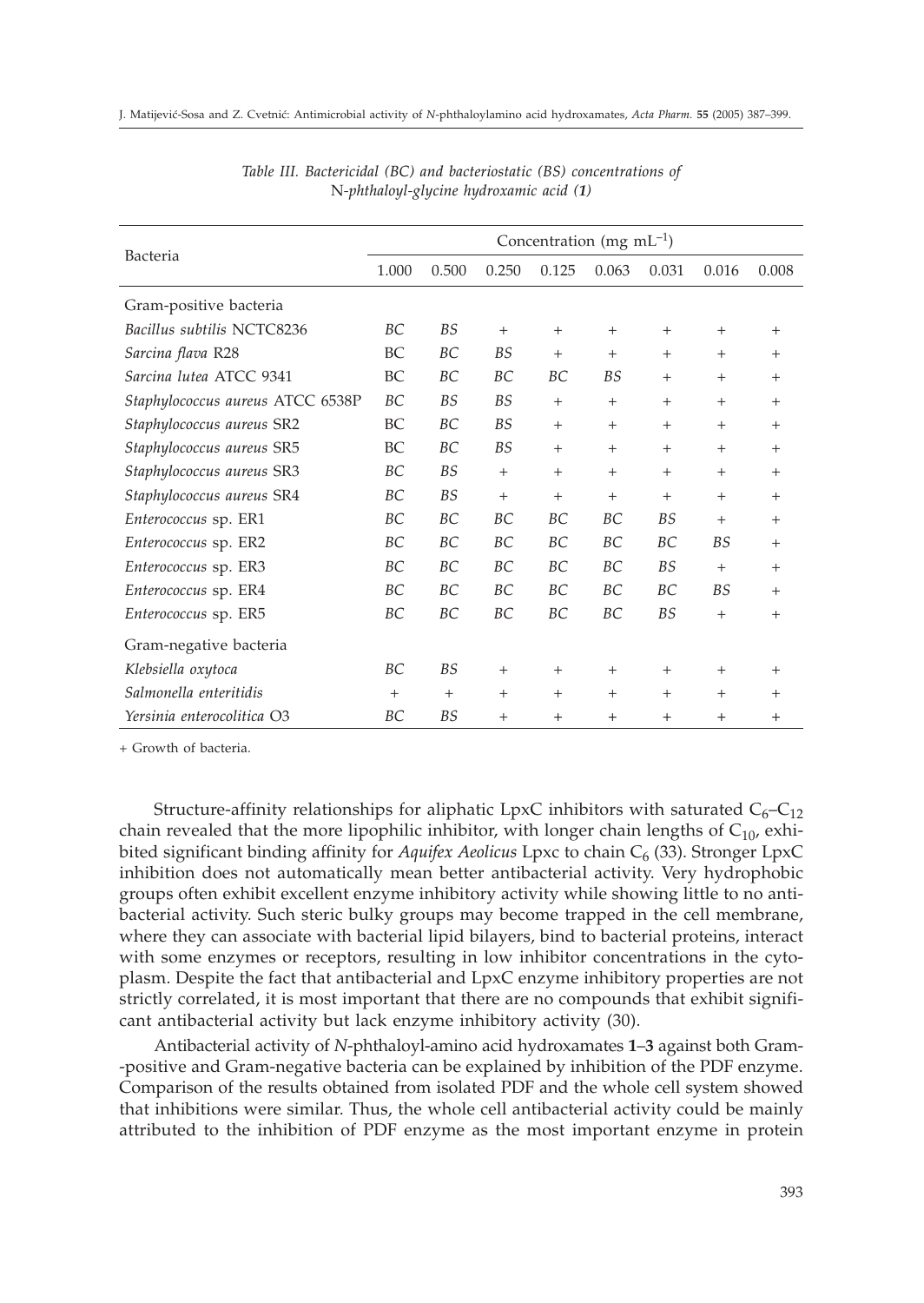*Table III. Bactericidal (BC) and bacteriostatic (BS) concentrations of* N*-phthaloyl-glycine hydroxamic acid (**1**)*

| Bacteria | Concentration (mg $mL^{-1}$) | | | | | | | |
|---|---|---|---|---|---|---|---|---|
| | 1.000 | 0.500 | 0.250 | 0.125 | 0.063 | 0.031 | 0.016 | 0.008 |
| Gram-positive bacteria | | | | | | | | |
| *Bacillus subtilis* NCTC8236 | *BC* | *BS* | + | + | + | + | + | + |
| *Sarcina flava* R28 | BC | *BC* | *BS* | + | + | + | + | + |
| *Sarcina lutea* ATCC 9341 | BC | *BC* | *BC* | *BC* | *BS* | + | + | + |
| *Staphylococcus aureus* ATCC 6538P | *BC* | *BS* | *BS* | + | + | + | + | + |
| *Staphylococcus aureus* SR2 | BC | *BC* | *BS* | + | + | + | + | + |
| *Staphylococcus aureus* SR5 | BC | *BC* | *BS* | + | + | + | + | + |
| *Staphylococcus aureus* SR3 | *BC* | *BS* | + | + | + | + | + | + |
| *Staphylococcus aureus* SR4 | *BC* | *BS* | + | + | + | + | + | + |
| *Enterococcus* sp. ER1 | *BC* | *BC* | *BC* | *BC* | *BC* | *BS* | + | + |
| *Enterococcus* sp. ER2 | *BC* | *BC* | *BC* | *BC* | *BC* | *BC* | *BS* | + |
| *Enterococcus* sp. ER3 | *BC* | *BC* | *BC* | *BC* | *BC* | *BS* | + | + |
| *Enterococcus* sp. ER4 | *BC* | *BC* | *BC* | *BC* | *BC* | *BC* | *BS* | + |
| *Enterococcus* sp. ER5 | *BC* | *BC* | *BC* | *BC* | *BC* | *BS* | + | + |
| Gram-negative bacteria | | | | | | | | |
| *Klebsiella oxytoca* | *BC* | *BS* | + | + | + | + | + | + |
| *Salmonella enteritidis* | + | + | + | + | + | + | + | + |
| *Yersinia enterocolitica* O3 | *BC* | *BS* | + | + | + | + | + | + |

+ Growth of bacteria.

Structure-affinity relationships for aliphatic LpxC inhibitors with saturated $C_6$–$C_{12}$ chain revealed that the more lipophilic inhibitor, with longer chain lengths of $C_{10}$, exhibited significant binding affinity for *Aquifex Aeolicus* Lpxc to chain $C_6$ (33). Stronger LpxC inhibition does not automatically mean better antibacterial activity. Very hydrophobic groups often exhibit excellent enzyme inhibitory activity while showing little to no antibacterial activity. Such steric bulky groups may become trapped in the cell membrane, where they can associate with bacterial lipid bilayers, bind to bacterial proteins, interact with some enzymes or receptors, resulting in low inhibitor concentrations in the cytoplasm. Despite the fact that antibacterial and LpxC enzyme inhibitory properties are not strictly correlated, it is most important that there are no compounds that exhibit significant antibacterial activity but lack enzyme inhibitory activity (30).

Antibacterial activity of *N*-phthaloyl-amino acid hydroxamates **1**–**3** against both Gram-positive and Gram-negative bacteria can be explained by inhibition of the PDF enzyme. Comparison of the results obtained from isolated PDF and the whole cell system showed that inhibitions were similar. Thus, the whole cell antibacterial activity could be mainly attributed to the inhibition of PDF enzyme as the most important enzyme in protein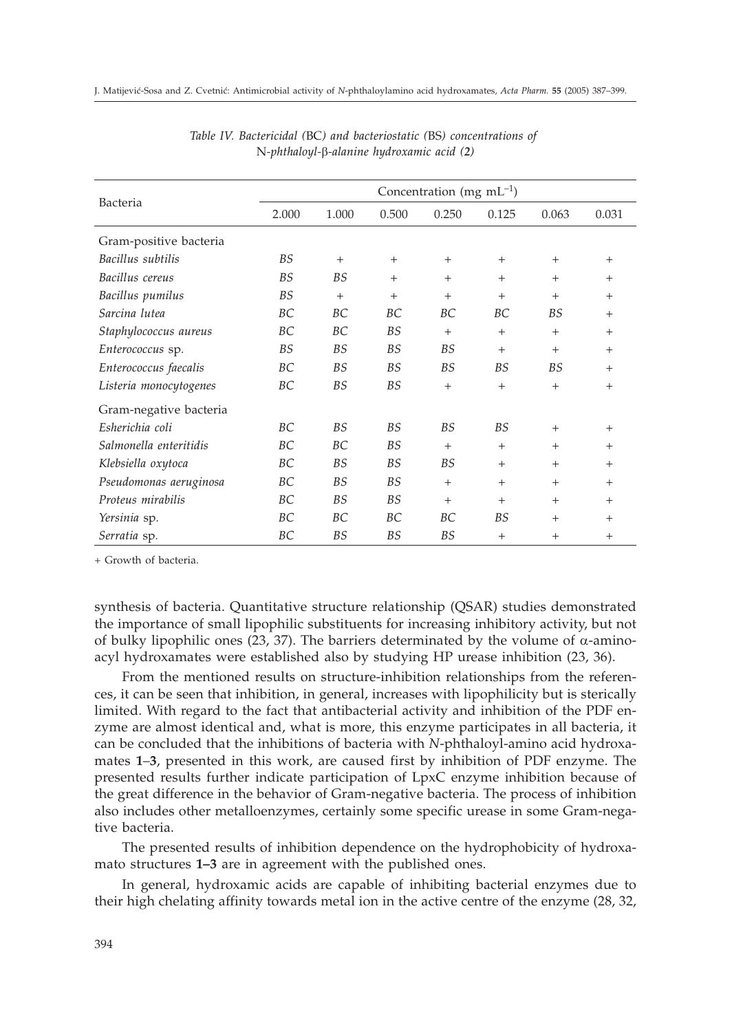*Table IV. Bactericidal (BC) and bacteriostatic (BS) concentrations of N-phthaloyl-β-alanine hydroxamic acid (**2**)*

| Bacteria | Concentration (mg mL$^{-1}$) | | | | | | |
|---|---|---|---|---|---|---|---|
| | 2.000 | 1.000 | 0.500 | 0.250 | 0.125 | 0.063 | 0.031 |
| Gram-positive bacteria | | | | | | | |
| *Bacillus subtilis* | *BS* | + | + | + | + | + | + |
| *Bacillus cereus* | *BS* | *BS* | + | + | + | + | + |
| *Bacillus pumilus* | *BS* | + | + | + | + | + | + |
| *Sarcina lutea* | *BC* | *BC* | *BC* | *BC* | *BC* | *BS* | + |
| *Staphylococcus aureus* | *BC* | *BC* | *BS* | + | + | + | + |
| *Enterococcus* sp. | *BS* | *BS* | *BS* | *BS* | + | + | + |
| *Enterococcus faecalis* | *BC* | *BS* | *BS* | *BS* | *BS* | *BS* | + |
| *Listeria monocytogenes* | *BC* | *BS* | *BS* | + | + | + | + |
| Gram-negative bacteria | | | | | | | |
| *Esherichia coli* | *BC* | *BS* | *BS* | *BS* | *BS* | + | + |
| *Salmonella enteritidis* | *BC* | *BC* | *BS* | + | + | + | + |
| *Klebsiella oxytoca* | *BC* | *BS* | *BS* | *BS* | + | + | + |
| *Pseudomonas aeruginosa* | *BC* | *BS* | *BS* | + | + | + | + |
| *Proteus mirabilis* | *BC* | *BS* | *BS* | + | + | + | + |
| *Yersinia* sp. | *BC* | *BC* | *BC* | *BC* | *BS* | + | + |
| *Serratia* sp. | *BC* | *BS* | *BS* | *BS* | + | + | + |

+ Growth of bacteria.

synthesis of bacteria. Quantitative structure relationship (QSAR) studies demonstrated the importance of small lipophilic substituents for increasing inhibitory activity, but not of bulky lipophilic ones (23, 37). The barriers determinated by the volume of α-aminoacyl hydroxamates were established also by studying HP urease inhibition (23, 36).

From the mentioned results on structure-inhibition relationships from the references, it can be seen that inhibition, in general, increases with lipophilicity but is sterically limited. With regard to the fact that antibacterial activity and inhibition of the PDF enzyme are almost identical and, what is more, this enzyme participates in all bacteria, it can be concluded that the inhibitions of bacteria with *N*-phthaloyl-amino acid hydroxamates **1**–**3**, presented in this work, are caused first by inhibition of PDF enzyme. The presented results further indicate participation of LpxC enzyme inhibition because of the great difference in the behavior of Gram-negative bacteria. The process of inhibition also includes other metalloenzymes, certainly some specific urease in some Gram-negative bacteria.

The presented results of inhibition dependence on the hydrophobicity of hydroxamato structures **1–3** are in agreement with the published ones.

In general, hydroxamic acids are capable of inhibiting bacterial enzymes due to their high chelating affinity towards metal ion in the active centre of the enzyme (28, 32,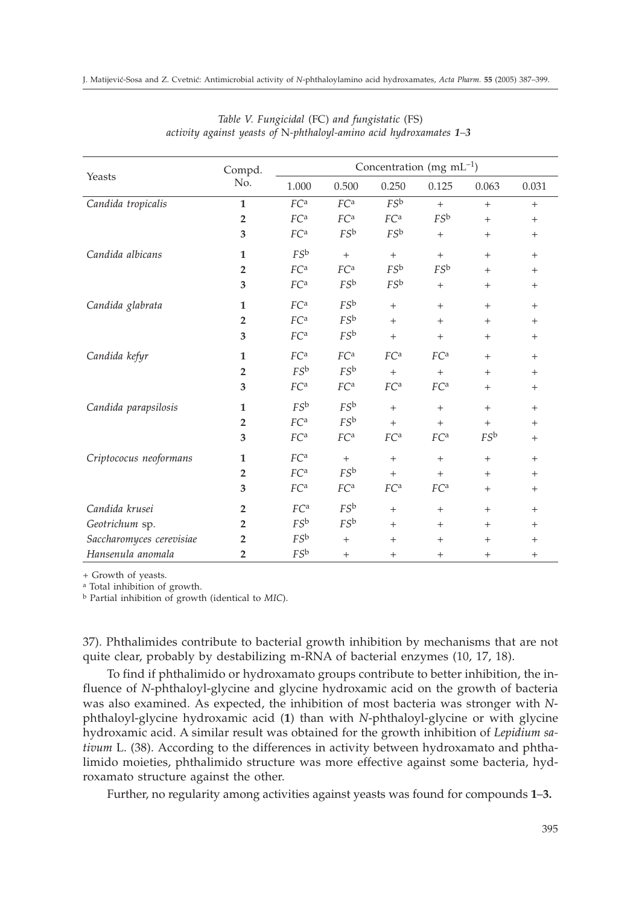*Table V. Fungicidal* (FC) *and fungistatic* (FS) *activity against yeasts of* N*-phthaloyl-amino acid hydroxamates* ***1***–***3***

| Yeasts | Compd. No. | Concentration (mg mL$^{-1}$) | | | | | |
|---|---|---|---|---|---|---|---|
| | | 1.000 | 0.500 | 0.250 | 0.125 | 0.063 | 0.031 |
| *Candida tropicalis* | **1** | *FC*[a] | *FC*[a] | *FS*[b] | + | + | + |
| | **2** | *FC*[a] | *FC*[a] | *FC*[a] | *FS*[b] | + | + |
| | **3** | *FC*[a] | *FS*[b] | *FS*[b] | + | + | + |
| *Candida albicans* | **1** | *FS*[b] | + | + | + | + | + |
| | **2** | *FC*[a] | *FC*[a] | *FS*[b] | *FS*[b] | + | + |
| | **3** | *FC*[a] | *FS*[b] | *FS*[b] | + | + | + |
| *Candida glabrata* | **1** | *FC*[a] | *FS*[b] | + | + | + | + |
| | **2** | *FC*[a] | *FS*[b] | + | + | + | + |
| | **3** | *FC*[a] | *FS*[b] | + | + | + | + |
| *Candida kefyr* | **1** | *FC*[a] | *FC*[a] | *FC*[a] | *FC*[a] | + | + |
| | **2** | *FS*[b] | *FS*[b] | + | + | + | + |
| | **3** | *FC*[a] | *FC*[a] | *FC*[a] | *FC*[a] | + | + |
| *Candida parapsilosis* | **1** | *FS*[b] | *FS*[b] | + | + | + | + |
| | **2** | *FC*[a] | *FS*[b] | + | + | + | + |
| | **3** | *FC*[a] | *FC*[a] | *FC*[a] | *FC*[a] | *FS*[b] | + |
| *Criptococus neoformans* | **1** | *FC*[a] | + | + | + | + | + |
| | **2** | *FC*[a] | *FS*[b] | + | + | + | + |
| | **3** | *FC*[a] | *FC*[a] | *FC*[a] | *FC*[a] | + | + |
| *Candida krusei* | **2** | *FC*[a] | *FS*[b] | + | + | + | + |
| *Geotrichum* sp. | **2** | *FS*[b] | *FS*[b] | + | + | + | + |
| *Saccharomyces cerevisiae* | **2** | *FS*[b] | + | + | + | + | + |
| *Hansenula anomala* | **2** | *FS*[b] | + | + | + | + | + |

+ Growth of yeasts.

[a] Total inhibition of growth.

[b] Partial inhibition of growth (identical to *MIC*).

37). Phthalimides contribute to bacterial growth inhibition by mechanisms that are not quite clear, probably by destabilizing m-RNA of bacterial enzymes (10, 17, 18).

To find if phthalimido or hydroxamato groups contribute to better inhibition, the influence of *N*-phthaloyl-glycine and glycine hydroxamic acid on the growth of bacteria was also examined. As expected, the inhibition of most bacteria was stronger with *N*-phthaloyl-glycine hydroxamic acid (**1**) than with *N*-phthaloyl-glycine or with glycine hydroxamic acid. A similar result was obtained for the growth inhibition of *Lepidium sativum* L. (38). According to the differences in activity between hydroxamato and phthalimido moieties, phthalimido structure was more effective against some bacteria, hydroxamato structure against the other.

Further, no regularity among activities against yeasts was found for compounds **1**–**3.**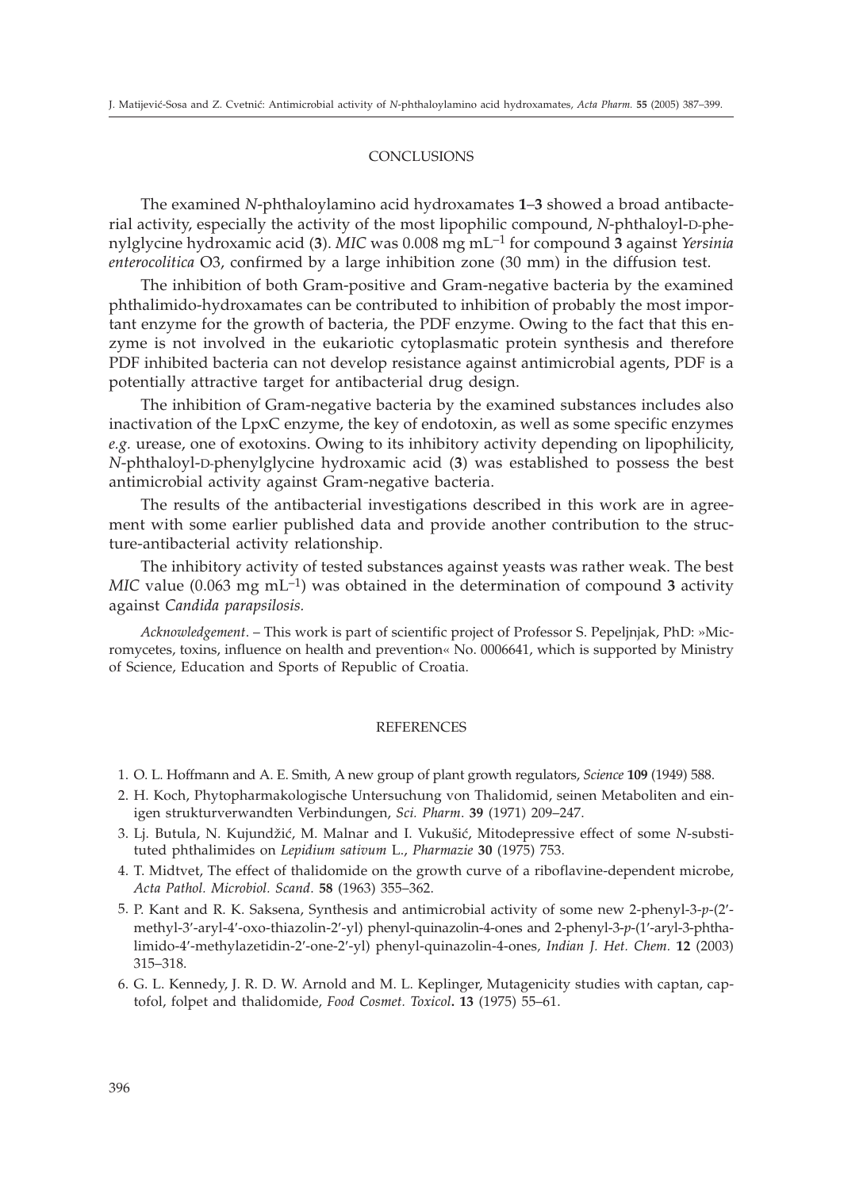## CONCLUSIONS

The examined *N*-phthaloylamino acid hydroxamates **1**–**3** showed a broad antibacterial activity, especially the activity of the most lipophilic compound, *N*-phthaloyl-D-phenylglycine hydroxamic acid (**3**). *MIC* was 0.008 mg mL$^{-1}$ for compound **3** against *Yersinia enterocolitica* O3, confirmed by a large inhibition zone (30 mm) in the diffusion test.

The inhibition of both Gram-positive and Gram-negative bacteria by the examined phthalimido-hydroxamates can be contributed to inhibition of probably the most important enzyme for the growth of bacteria, the PDF enzyme. Owing to the fact that this enzyme is not involved in the eukariotic cytoplasmatic protein synthesis and therefore PDF inhibited bacteria can not develop resistance against antimicrobial agents, PDF is a potentially attractive target for antibacterial drug design.

The inhibition of Gram-negative bacteria by the examined substances includes also inactivation of the LpxC enzyme, the key of endotoxin, as well as some specific enzymes *e.g.* urease, one of exotoxins. Owing to its inhibitory activity depending on lipophilicity, *N*-phthaloyl-D-phenylglycine hydroxamic acid (**3**) was established to possess the best antimicrobial activity against Gram-negative bacteria.

The results of the antibacterial investigations described in this work are in agreement with some earlier published data and provide another contribution to the structure-antibacterial activity relationship.

The inhibitory activity of tested substances against yeasts was rather weak. The best *MIC* value (0.063 mg mL$^{-1}$) was obtained in the determination of compound **3** activity against *Candida parapsilosis.*

*Acknowledgement*. – This work is part of scientific project of Professor S. Pepeljnjak, PhD: »Micromycetes, toxins, influence on health and prevention« No. 0006641, which is supported by Ministry of Science, Education and Sports of Republic of Croatia.

## REFERENCES

1. O. L. Hoffmann and A. E. Smith, A new group of plant growth regulators, *Science* **109** (1949) 588.
2. H. Koch, Phytopharmakologische Untersuchung von Thalidomid, seinen Metaboliten and einigen strukturverwandten Verbindungen, *Sci. Pharm.* **39** (1971) 209–247.
3. Lj. Butula, N. Kujundžić, M. Malnar and I. Vukušić, Mitodepressive effect of some *N*-substituted phthalimides on *Lepidium sativum* L., *Pharmazie* **30** (1975) 753.
4. T. Midtvet, The effect of thalidomide on the growth curve of a riboflavine-dependent microbe, *Acta Pathol. Microbiol. Scand*. **58** (1963) 355–362.
5. P. Kant and R. K. Saksena, Synthesis and antimicrobial activity of some new 2-phenyl-3-*p*-(2′-methyl-3′-aryl-4′-oxo-thiazolin-2′-yl) phenyl-quinazolin-4-ones and 2-phenyl-3-*p*-(1′-aryl-3-phthalimido-4′-methylazetidin-2′-one-2′-yl) phenyl-quinazolin-4-ones, *Indian J. Het. Chem.* **12** (2003) 315–318.
6. G. L. Kennedy, J. R. D. W. Arnold and M. L. Keplinger, Mutagenicity studies with captan, captofol, folpet and thalidomide, *Food Cosmet. Toxicol*. **13** (1975) 55–61.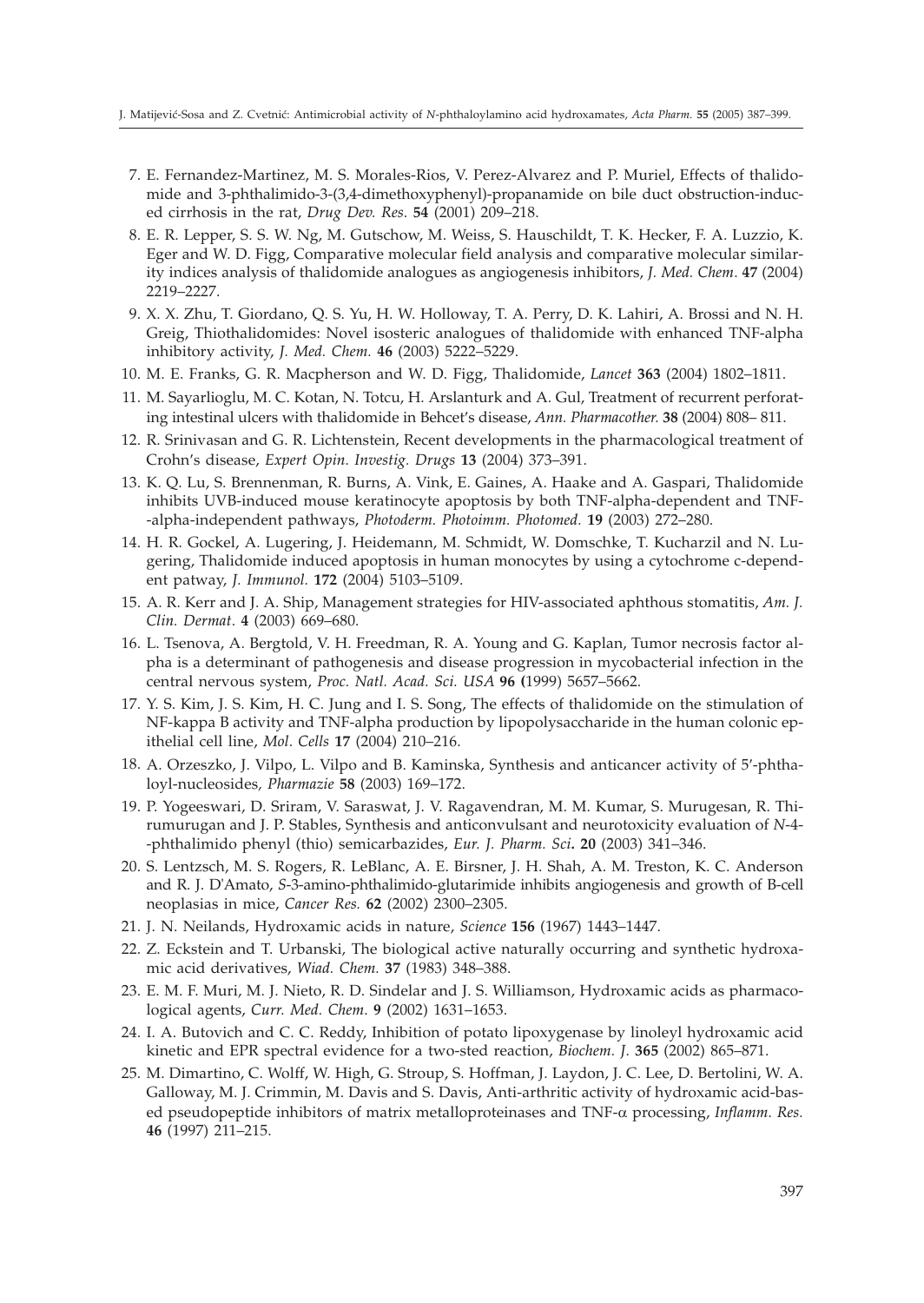7. E. Fernandez-Martinez, M. S. Morales-Rios, V. Perez-Alvarez and P. Muriel, Effects of thalidomide and 3-phthalimido-3-(3,4-dimethoxyphenyl)-propanamide on bile duct obstruction-induced cirrhosis in the rat, *Drug Dev. Res.* **54** (2001) 209–218.
8. E. R. Lepper, S. S. W. Ng, M. Gutschow, M. Weiss, S. Hauschildt, T. K. Hecker, F. A. Luzzio, K. Eger and W. D. Figg, Comparative molecular field analysis and comparative molecular similarity indices analysis of thalidomide analogues as angiogenesis inhibitors, *J. Med. Chem.* **47** (2004) 2219–2227.
9. X. X. Zhu, T. Giordano, Q. S. Yu, H. W. Holloway, T. A. Perry, D. K. Lahiri, A. Brossi and N. H. Greig, Thiothalidomides: Novel isosteric analogues of thalidomide with enhanced TNF-alpha inhibitory activity, *J. Med. Chem.* **46** (2003) 5222–5229.
10. M. E. Franks, G. R. Macpherson and W. D. Figg, Thalidomide, *Lancet* **363** (2004) 1802–1811.
11. M. Sayarlioglu, M. C. Kotan, N. Totcu, H. Arslanturk and A. Gul, Treatment of recurrent perforating intestinal ulcers with thalidomide in Behcet's disease, *Ann. Pharmacother.* **38** (2004) 808– 811.
12. R. Srinivasan and G. R. Lichtenstein, Recent developments in the pharmacological treatment of Crohn's disease, *Expert Opin. Investig. Drugs* **13** (2004) 373–391.
13. K. Q. Lu, S. Brennenman, R. Burns, A. Vink, E. Gaines, A. Haake and A. Gaspari, Thalidomide inhibits UVB-induced mouse keratinocyte apoptosis by both TNF-alpha-dependent and TNF--alpha-independent pathways, *Photoderm. Photoimm. Photomed.* **19** (2003) 272–280.
14. H. R. Gockel, A. Lugering, J. Heidemann, M. Schmidt, W. Domschke, T. Kucharzil and N. Lugering, Thalidomide induced apoptosis in human monocytes by using a cytochrome c-dependent patway, *J. Immunol.* **172** (2004) 5103–5109.
15. A. R. Kerr and J. A. Ship, Management strategies for HIV-associated aphthous stomatitis, *Am. J. Clin. Dermat*. **4** (2003) 669–680.
16. L. Tsenova, A. Bergtold, V. H. Freedman, R. A. Young and G. Kaplan, Tumor necrosis factor alpha is a determinant of pathogenesis and disease progression in mycobacterial infection in the central nervous system, *Proc. Natl. Acad. Sci. USA* **96** (1999) 5657–5662.
17. Y. S. Kim, J. S. Kim, H. C. Jung and I. S. Song, The effects of thalidomide on the stimulation of NF-kappa B activity and TNF-alpha production by lipopolysaccharide in the human colonic epithelial cell line, *Mol. Cells* **17** (2004) 210–216.
18. A. Orzeszko, J. Vilpo, L. Vilpo and B. Kaminska, Synthesis and anticancer activity of 5′-phthaloyl-nucleosides, *Pharmazie* **58** (2003) 169–172.
19. P. Yogeeswari, D. Sriram, V. Saraswat, J. V. Ragavendran, M. M. Kumar, S. Murugesan, R. Thirumurugan and J. P. Stables, Synthesis and anticonvulsant and neurotoxicity evaluation of *N*-4--phthalimido phenyl (thio) semicarbazides, *Eur. J. Pharm. Sci.* **20** (2003) 341–346.
20. S. Lentzsch, M. S. Rogers, R. LeBlanc, A. E. Birsner, J. H. Shah, A. M. Treston, K. C. Anderson and R. J. D'Amato, *S*-3-amino-phthalimido-glutarimide inhibits angiogenesis and growth of B-cell neoplasias in mice, *Cancer Res.* **62** (2002) 2300–2305.
21. J. N. Neilands, Hydroxamic acids in nature, *Science* **156** (1967) 1443–1447.
22. Z. Eckstein and T. Urbanski, The biological active naturally occurring and synthetic hydroxamic acid derivatives, *Wiad. Chem.* **37** (1983) 348–388.
23. E. M. F. Muri, M. J. Nieto, R. D. Sindelar and J. S. Williamson, Hydroxamic acids as pharmacological agents, *Curr. Med. Chem.* **9** (2002) 1631–1653.
24. I. A. Butovich and C. C. Reddy, Inhibition of potato lipoxygenase by linoleyl hydroxamic acid kinetic and EPR spectral evidence for a two-sted reaction, *Biochem. J.* **365** (2002) 865–871.
25. M. Dimartino, C. Wolff, W. High, G. Stroup, S. Hoffman, J. Laydon, J. C. Lee, D. Bertolini, W. A. Galloway, M. J. Crimmin, M. Davis and S. Davis, Anti-arthritic activity of hydroxamic acid-based pseudopeptide inhibitors of matrix metalloproteinases and TNF-$\alpha$ processing, *Inflamm. Res.* **46** (1997) 211–215.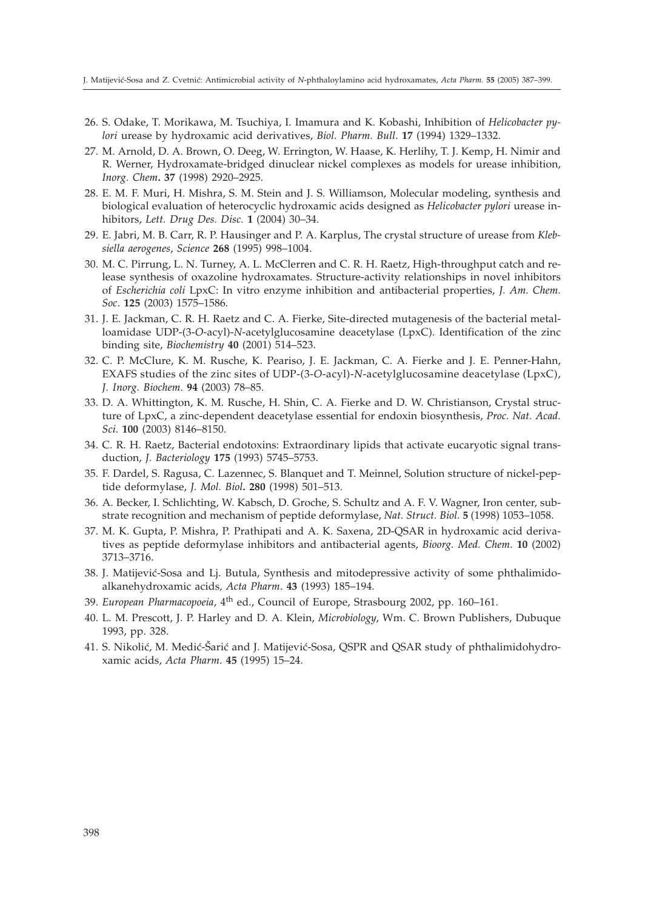26. S. Odake, T. Morikawa, M. Tsuchiya, I. Imamura and K. Kobashi, Inhibition of *Helicobacter pylori* urease by hydroxamic acid derivatives, *Biol. Pharm. Bull*. **17** (1994) 1329–1332.
27. M. Arnold, D. A. Brown, O. Deeg, W. Errington, W. Haase, K. Herlihy, T. J. Kemp, H. Nimir and R. Werner, Hydroxamate-bridged dinuclear nickel complexes as models for urease inhibition, *Inorg. Chem*. **37** (1998) 2920–2925.
28. E. M. F. Muri, H. Mishra, S. M. Stein and J. S. Williamson, Molecular modeling, synthesis and biological evaluation of heterocyclic hydroxamic acids designed as *Helicobacter pylori* urease inhibitors, *Lett. Drug Des. Disc.* **1** (2004) 30–34.
29. E. Jabri, M. B. Carr, R. P. Hausinger and P. A. Karplus, The crystal structure of urease from *Klebsiella aerogenes*, *Science* **268** (1995) 998–1004.
30. M. C. Pirrung, L. N. Turney, A. L. McClerren and C. R. H. Raetz, High-throughput catch and release synthesis of oxazoline hydroxamates. Structure-activity relationships in novel inhibitors of *Escherichia coli* LpxC: In vitro enzyme inhibition and antibacterial properties, *J. Am. Chem. Soc*. **125** (2003) 1575–1586.
31. J. E. Jackman, C. R. H. Raetz and C. A. Fierke, Site-directed mutagenesis of the bacterial metalloamidase UDP-(3-*O*-acyl)-*N*-acetylglucosamine deacetylase (LpxC). Identification of the zinc binding site, *Biochemistry* **40** (2001) 514–523.
32. C. P. McClure, K. M. Rusche, K. Peariso, J. E. Jackman, C. A. Fierke and J. E. Penner-Hahn, EXAFS studies of the zinc sites of UDP-(3-*O*-acyl)-*N*-acetylglucosamine deacetylase (LpxC), *J. Inorg. Biochem*. **94** (2003) 78–85.
33. D. A. Whittington, K. M. Rusche, H. Shin, C. A. Fierke and D. W. Christianson, Crystal structure of LpxC, a zinc-dependent deacetylase essential for endoxin biosynthesis, *Proc. Nat. Acad. Sci*. **100** (2003) 8146–8150.
34. C. R. H. Raetz, Bacterial endotoxins: Extraordinary lipids that activate eucaryotic signal transduction, *J. Bacteriology* **175** (1993) 5745–5753.
35. F. Dardel, S. Ragusa, C. Lazennec, S. Blanquet and T. Meinnel, Solution structure of nickel-peptide deformylase, *J. Mol. Biol*. **280** (1998) 501–513.
36. A. Becker, I. Schlichting, W. Kabsch, D. Groche, S. Schultz and A. F. V. Wagner, Iron center, substrate recognition and mechanism of peptide deformylase, *Nat. Struct. Biol.* **5** (1998) 1053–1058.
37. M. K. Gupta, P. Mishra, P. Prathipati and A. K. Saxena, 2D-QSAR in hydroxamic acid derivatives as peptide deformylase inhibitors and antibacterial agents, *Bioorg. Med. Chem*. **10** (2002) 3713–3716.
38. J. Matijević-Sosa and Lj. Butula, Synthesis and mitodepressive activity of some phthalimidoalkanehydroxamic acids, *Acta Pharm*. **43** (1993) 185–194.
39. *European Pharmacopoeia*, 4th ed., Council of Europe, Strasbourg 2002, pp. 160–161.
40. L. M. Prescott, J. P. Harley and D. A. Klein, *Microbiology*, Wm. C. Brown Publishers, Dubuque 1993, pp. 328.
41. S. Nikolić, M. Medić-Šarić and J. Matijević-Sosa, QSPR and QSAR study of phthalimidohydroxamic acids, *Acta Pharm.* **45** (1995) 15–24.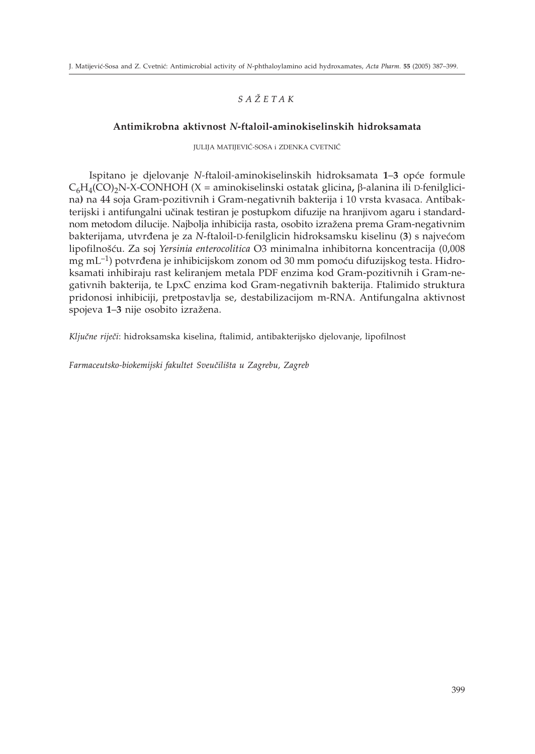*S A Ž E T A K*

## Antimikrobna aktivnost *N*-ftaloil-aminokiselinskih hidroksamata

JULIJA MATIJEVIĆ-SOSA i ZDENKA CVETNIĆ

Ispitano je djelovanje *N*-ftaloil-aminokiselinskih hidroksamata **1**–**3** opće formule $C_6H_4(CO)_2N$-X-CONHOH (X = aminokiselinski ostatak glicina, β-alanina ili D-fenilglicina) na 44 soja Gram-pozitivnih i Gram-negativnih bakterija i 10 vrsta kvasaca. Antibakterijski i antifungalni učinak testiran je postupkom difuzije na hranjivom agaru i standardnom metodom dilucije. Najbolja inhibicija rasta, osobito izražena prema Gram-negativnim bakterijama, utvrđena je za *N*-ftaloil-D-fenilglicin hidroksamsku kiselinu (**3**) s najvećom lipofilnošću. Za soj *Yersinia enterocolitica* O3 minimalna inhibitorna koncentracija (0,008 mg $mL^{-1}$) potvrđena je inhibicijskom zonom od 30 mm pomoću difuzijskog testa. Hidroksamati inhibiraju rast keliranjem metala PDF enzima kod Gram-pozitivnih i Gram-negativnih bakterija, te LpxC enzima kod Gram-negativnih bakterija. Ftalimido struktura pridonosi inhibiciji, pretpostavlja se, destabilizacijom m-RNA. Antifungalna aktivnost spojeva **1**–**3** nije osobito izražena.

*Ključne riječi*: hidroksamska kiselina, ftalimid, antibakterijsko djelovanje, lipofilnost

*Farmaceutsko-biokemijski fakultet Sveučilišta u Zagrebu, Zagreb*